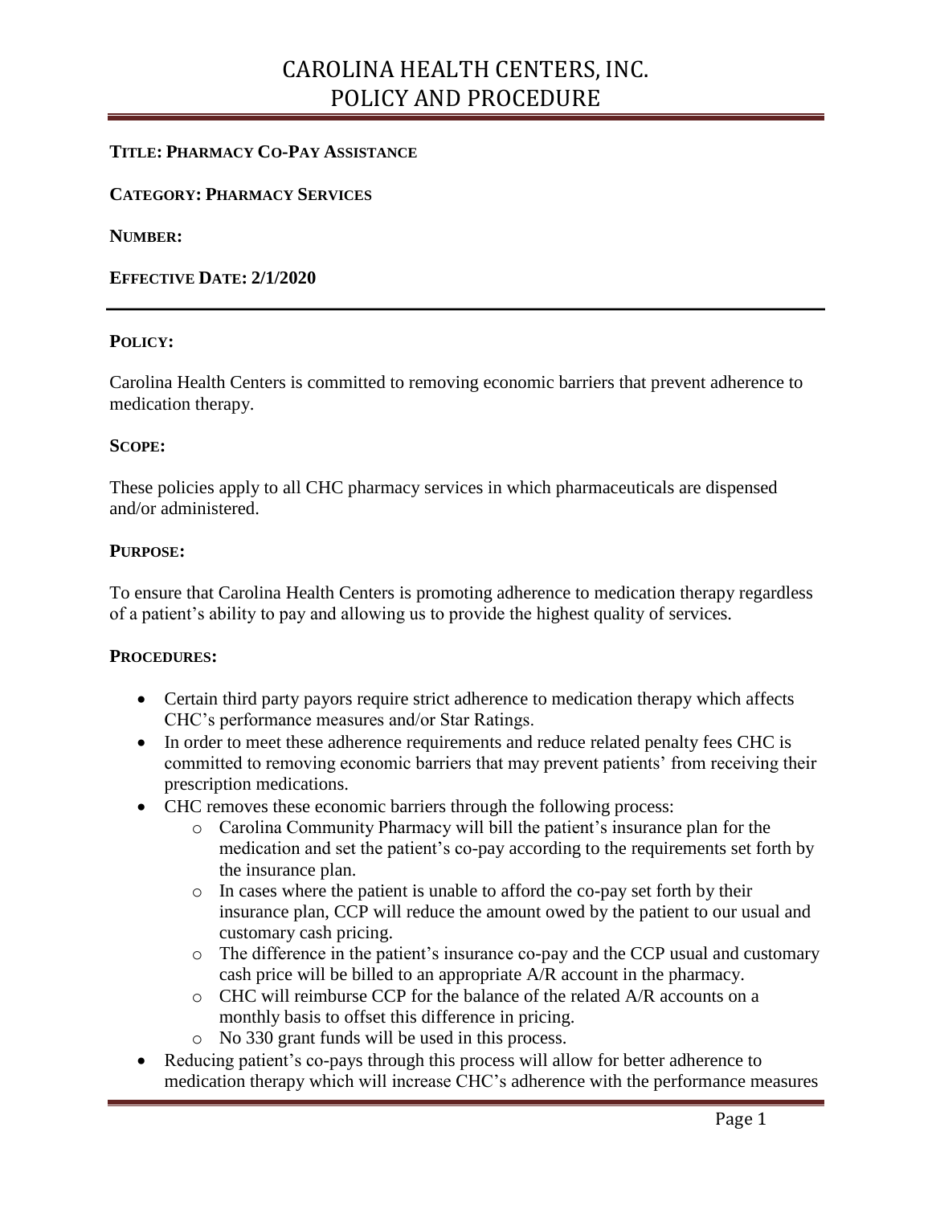# CAROLINA HEALTH CENTERS, INC.
# POLICY AND PROCEDURE

**TITLE: PHARMACY CO-PAY ASSISTANCE**

**CATEGORY: PHARMACY SERVICES**

**NUMBER:**

**EFFECTIVE DATE: 2/1/2020**

---

**POLICY:**

Carolina Health Centers is committed to removing economic barriers that prevent adherence to medication therapy.

**SCOPE:**

These policies apply to all CHC pharmacy services in which pharmaceuticals are dispensed and/or administered.

**PURPOSE:**

To ensure that Carolina Health Centers is promoting adherence to medication therapy regardless of a patient's ability to pay and allowing us to provide the highest quality of services.

**PROCEDURES:**

- Certain third party payors require strict adherence to medication therapy which affects CHC's performance measures and/or Star Ratings.
- In order to meet these adherence requirements and reduce related penalty fees CHC is committed to removing economic barriers that may prevent patients' from receiving their prescription medications.
- CHC removes these economic barriers through the following process:
    - Carolina Community Pharmacy will bill the patient's insurance plan for the medication and set the patient's co-pay according to the requirements set forth by the insurance plan.
    - In cases where the patient is unable to afford the co-pay set forth by their insurance plan, CCP will reduce the amount owed by the patient to our usual and customary cash pricing.
    - The difference in the patient's insurance co-pay and the CCP usual and customary cash price will be billed to an appropriate A/R account in the pharmacy.
    - CHC will reimburse CCP for the balance of the related A/R accounts on a monthly basis to offset this difference in pricing.
    - No 330 grant funds will be used in this process.
- Reducing patient's co-pays through this process will allow for better adherence to medication therapy which will increase CHC's adherence with the performance measures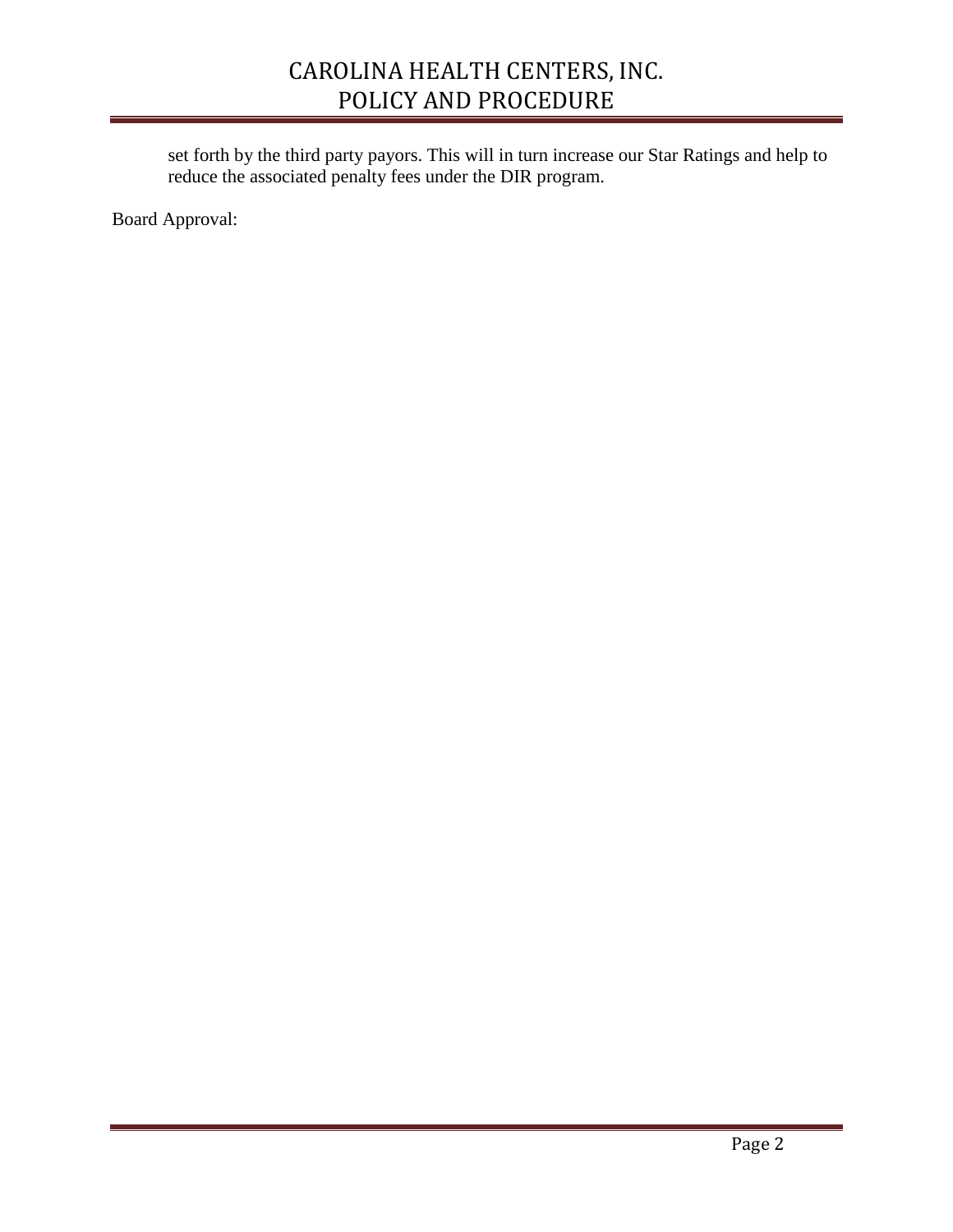set forth by the third party payors. This will in turn increase our Star Ratings and help to reduce the associated penalty fees under the DIR program.

Board Approval: